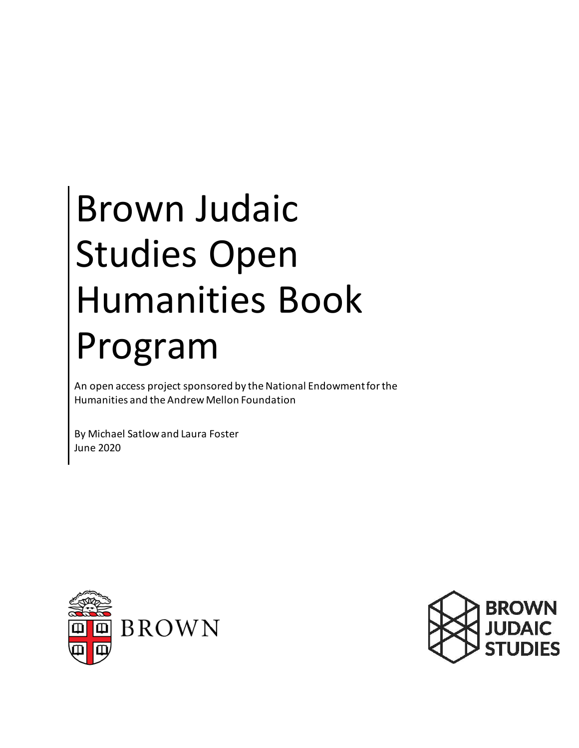# Brown Judaic Studies Open Humanities Book Program

An open access project sponsored by the National Endowment for the Humanities and the Andrew Mellon Foundation

By Michael Satlow and Laura Foster
June 2020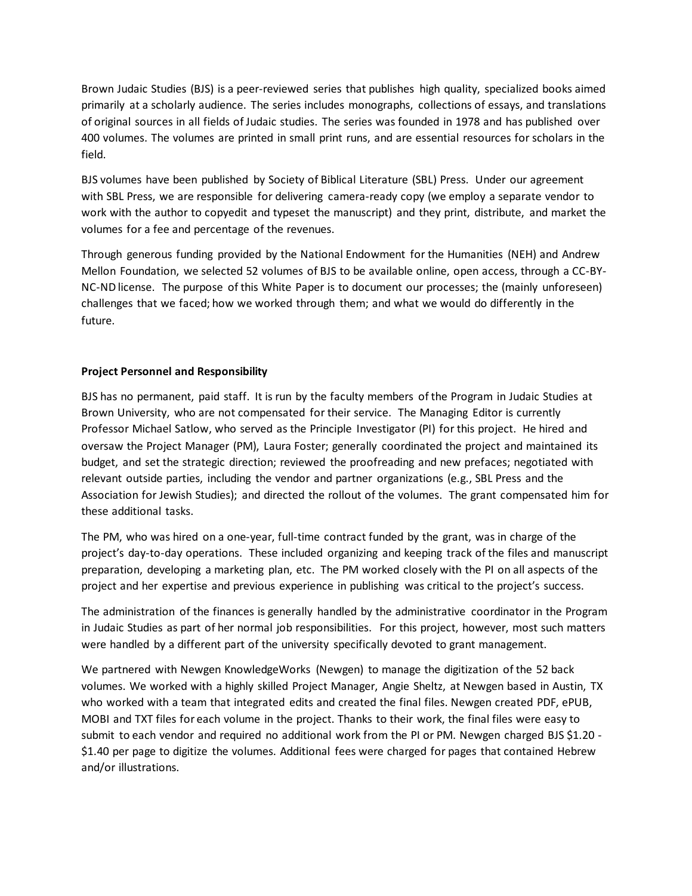Brown Judaic Studies (BJS) is a peer-reviewed series that publishes high quality, specialized books aimed primarily at a scholarly audience. The series includes monographs, collections of essays, and translations of original sources in all fields of Judaic studies. The series was founded in 1978 and has published over 400 volumes. The volumes are printed in small print runs, and are essential resources for scholars in the field.

BJS volumes have been published by Society of Biblical Literature (SBL) Press. Under our agreement with SBL Press, we are responsible for delivering camera-ready copy (we employ a separate vendor to work with the author to copyedit and typeset the manuscript) and they print, distribute, and market the volumes for a fee and percentage of the revenues.

Through generous funding provided by the National Endowment for the Humanities (NEH) and Andrew Mellon Foundation, we selected 52 volumes of BJS to be available online, open access, through a CC-BY-NC-ND license. The purpose of this White Paper is to document our processes; the (mainly unforeseen) challenges that we faced; how we worked through them; and what we would do differently in the future.

**Project Personnel and Responsibility**

BJS has no permanent, paid staff. It is run by the faculty members of the Program in Judaic Studies at Brown University, who are not compensated for their service. The Managing Editor is currently Professor Michael Satlow, who served as the Principle Investigator (PI) for this project. He hired and oversaw the Project Manager (PM), Laura Foster; generally coordinated the project and maintained its budget, and set the strategic direction; reviewed the proofreading and new prefaces; negotiated with relevant outside parties, including the vendor and partner organizations (e.g., SBL Press and the Association for Jewish Studies); and directed the rollout of the volumes. The grant compensated him for these additional tasks.

The PM, who was hired on a one-year, full-time contract funded by the grant, was in charge of the project's day-to-day operations. These included organizing and keeping track of the files and manuscript preparation, developing a marketing plan, etc. The PM worked closely with the PI on all aspects of the project and her expertise and previous experience in publishing was critical to the project's success.

The administration of the finances is generally handled by the administrative coordinator in the Program in Judaic Studies as part of her normal job responsibilities. For this project, however, most such matters were handled by a different part of the university specifically devoted to grant management.

We partnered with Newgen KnowledgeWorks (Newgen) to manage the digitization of the 52 back volumes. We worked with a highly skilled Project Manager, Angie Sheltz, at Newgen based in Austin, TX who worked with a team that integrated edits and created the final files. Newgen created PDF, ePUB, MOBI and TXT files for each volume in the project. Thanks to their work, the final files were easy to submit to each vendor and required no additional work from the PI or PM. Newgen charged BJS $1.20 - $1.40 per page to digitize the volumes. Additional fees were charged for pages that contained Hebrew and/or illustrations.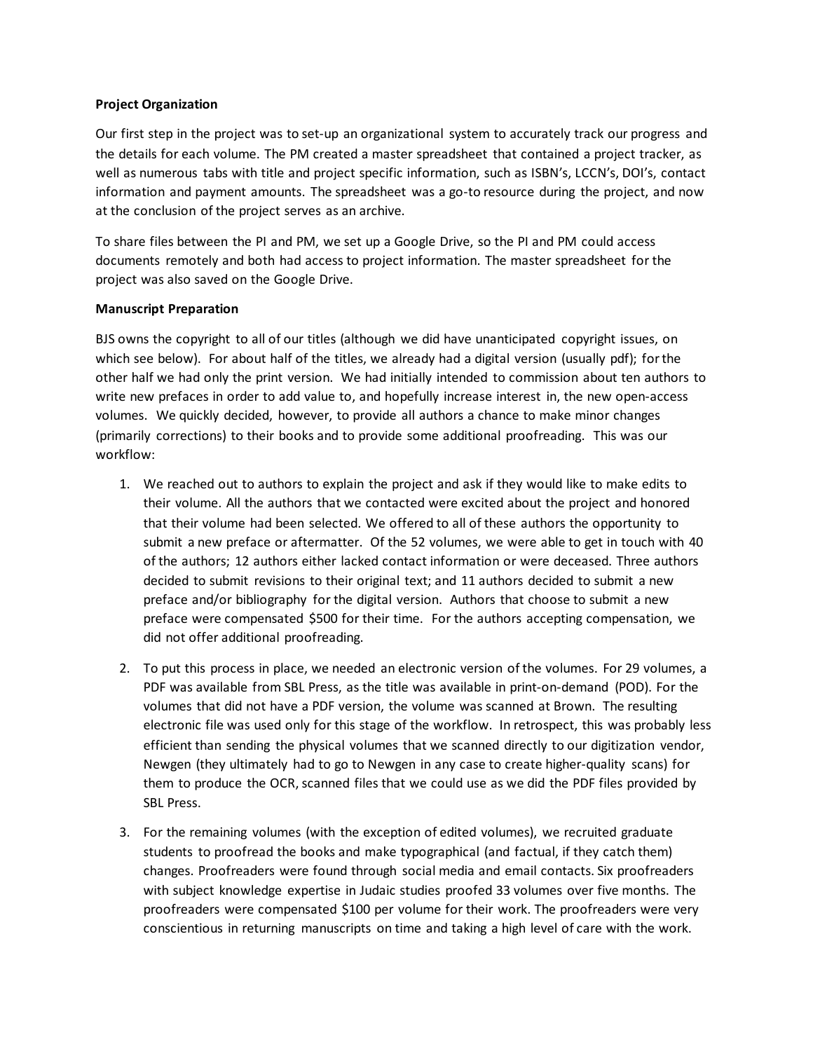**Project Organization**

Our first step in the project was to set-up an organizational system to accurately track our progress and the details for each volume. The PM created a master spreadsheet that contained a project tracker, as well as numerous tabs with title and project specific information, such as ISBN's, LCCN's, DOI's, contact information and payment amounts. The spreadsheet was a go-to resource during the project, and now at the conclusion of the project serves as an archive.

To share files between the PI and PM, we set up a Google Drive, so the PI and PM could access documents remotely and both had access to project information. The master spreadsheet for the project was also saved on the Google Drive.

**Manuscript Preparation**

BJS owns the copyright to all of our titles (although we did have unanticipated copyright issues, on which see below). For about half of the titles, we already had a digital version (usually pdf); for the other half we had only the print version. We had initially intended to commission about ten authors to write new prefaces in order to add value to, and hopefully increase interest in, the new open-access volumes. We quickly decided, however, to provide all authors a chance to make minor changes (primarily corrections) to their books and to provide some additional proofreading. This was our workflow:

1. We reached out to authors to explain the project and ask if they would like to make edits to their volume. All the authors that we contacted were excited about the project and honored that their volume had been selected. We offered to all of these authors the opportunity to submit a new preface or aftermatter. Of the 52 volumes, we were able to get in touch with 40 of the authors; 12 authors either lacked contact information or were deceased. Three authors decided to submit revisions to their original text; and 11 authors decided to submit a new preface and/or bibliography for the digital version. Authors that choose to submit a new preface were compensated $500 for their time. For the authors accepting compensation, we did not offer additional proofreading.

2. To put this process in place, we needed an electronic version of the volumes. For 29 volumes, a PDF was available from SBL Press, as the title was available in print-on-demand (POD). For the volumes that did not have a PDF version, the volume was scanned at Brown. The resulting electronic file was used only for this stage of the workflow. In retrospect, this was probably less efficient than sending the physical volumes that we scanned directly to our digitization vendor, Newgen (they ultimately had to go to Newgen in any case to create higher-quality scans) for them to produce the OCR, scanned files that we could use as we did the PDF files provided by SBL Press.

3. For the remaining volumes (with the exception of edited volumes), we recruited graduate students to proofread the books and make typographical (and factual, if they catch them) changes. Proofreaders were found through social media and email contacts. Six proofreaders with subject knowledge expertise in Judaic studies proofed 33 volumes over five months. The proofreaders were compensated $100 per volume for their work. The proofreaders were very conscientious in returning manuscripts on time and taking a high level of care with the work.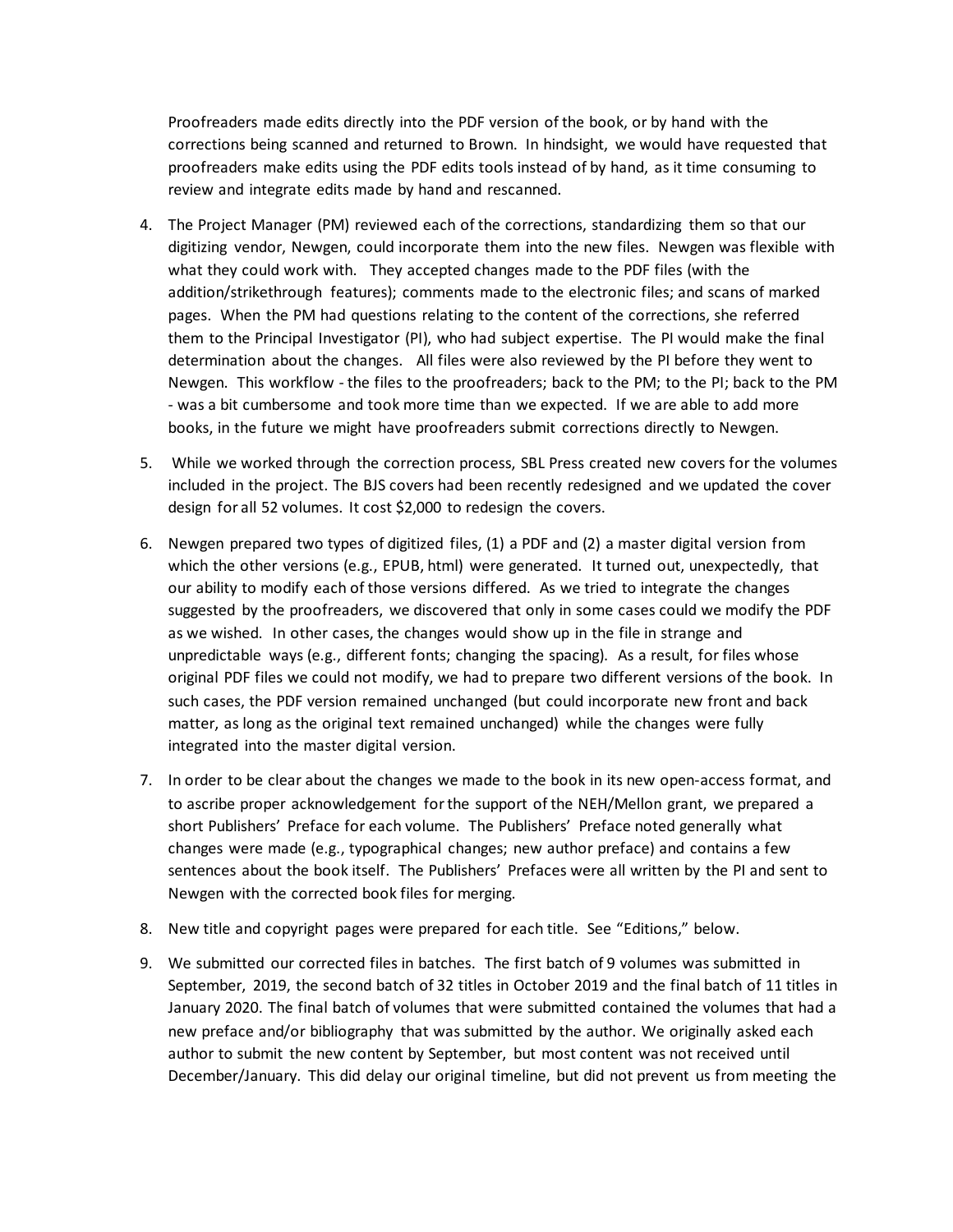Proofreaders made edits directly into the PDF version of the book, or by hand with the corrections being scanned and returned to Brown. In hindsight, we would have requested that proofreaders make edits using the PDF edits tools instead of by hand, as it time consuming to review and integrate edits made by hand and rescanned.

4. The Project Manager (PM) reviewed each of the corrections, standardizing them so that our digitizing vendor, Newgen, could incorporate them into the new files. Newgen was flexible with what they could work with. They accepted changes made to the PDF files (with the addition/strikethrough features); comments made to the electronic files; and scans of marked pages. When the PM had questions relating to the content of the corrections, she referred them to the Principal Investigator (PI), who had subject expertise. The PI would make the final determination about the changes. All files were also reviewed by the PI before they went to Newgen. This workflow - the files to the proofreaders; back to the PM; to the PI; back to the PM - was a bit cumbersome and took more time than we expected. If we are able to add more books, in the future we might have proofreaders submit corrections directly to Newgen.

5. While we worked through the correction process, SBL Press created new covers for the volumes included in the project. The BJS covers had been recently redesigned and we updated the cover design for all 52 volumes. It cost $2,000 to redesign the covers.

6. Newgen prepared two types of digitized files, (1) a PDF and (2) a master digital version from which the other versions (e.g., EPUB, html) were generated. It turned out, unexpectedly, that our ability to modify each of those versions differed. As we tried to integrate the changes suggested by the proofreaders, we discovered that only in some cases could we modify the PDF as we wished. In other cases, the changes would show up in the file in strange and unpredictable ways (e.g., different fonts; changing the spacing). As a result, for files whose original PDF files we could not modify, we had to prepare two different versions of the book. In such cases, the PDF version remained unchanged (but could incorporate new front and back matter, as long as the original text remained unchanged) while the changes were fully integrated into the master digital version.

7. In order to be clear about the changes we made to the book in its new open-access format, and to ascribe proper acknowledgement for the support of the NEH/Mellon grant, we prepared a short Publishers' Preface for each volume. The Publishers' Preface noted generally what changes were made (e.g., typographical changes; new author preface) and contains a few sentences about the book itself. The Publishers' Prefaces were all written by the PI and sent to Newgen with the corrected book files for merging.

8. New title and copyright pages were prepared for each title. See "Editions," below.

9. We submitted our corrected files in batches. The first batch of 9 volumes was submitted in September, 2019, the second batch of 32 titles in October 2019 and the final batch of 11 titles in January 2020. The final batch of volumes that were submitted contained the volumes that had a new preface and/or bibliography that was submitted by the author. We originally asked each author to submit the new content by September, but most content was not received until December/January. This did delay our original timeline, but did not prevent us from meeting the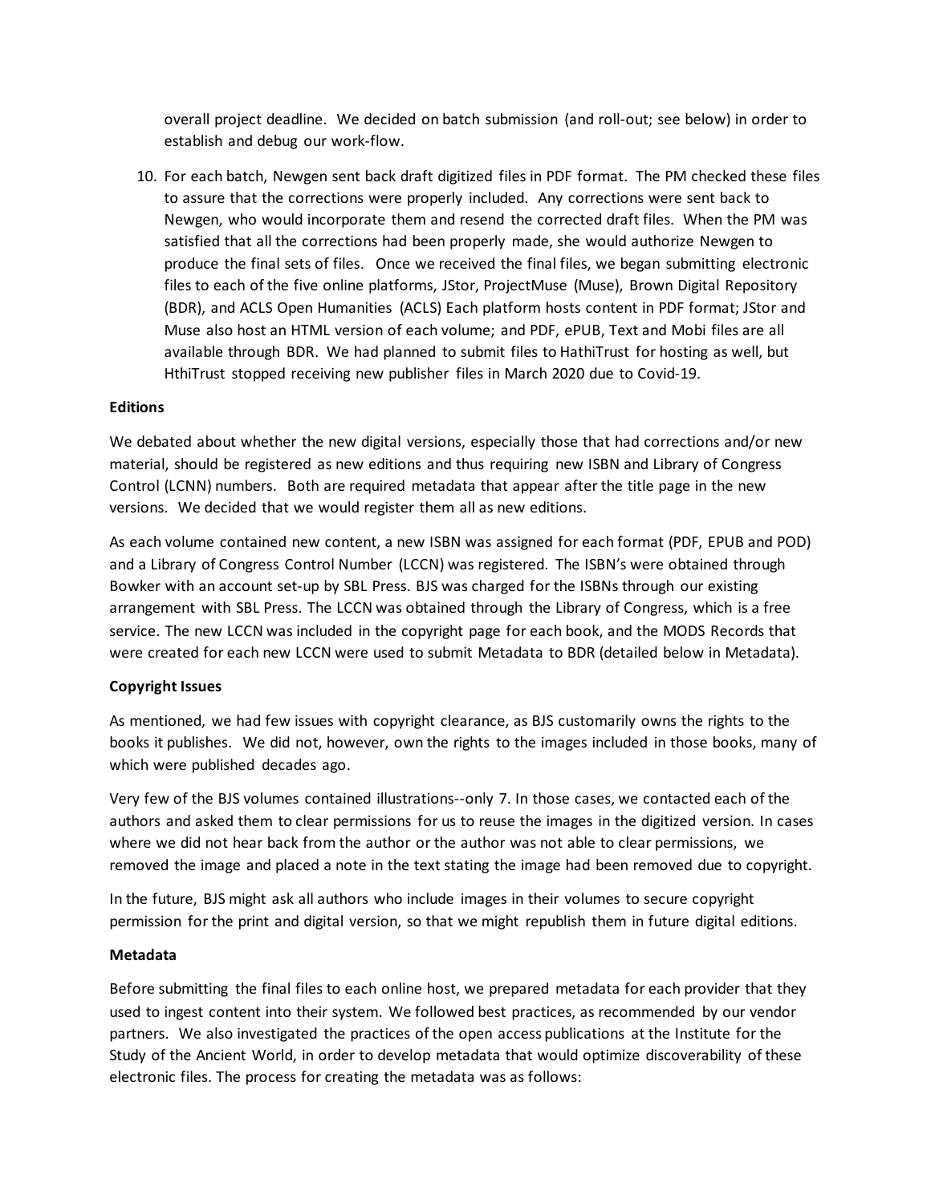overall project deadline. We decided on batch submission (and roll-out; see below) in order to establish and debug our work-flow.

10. For each batch, Newgen sent back draft digitized files in PDF format. The PM checked these files to assure that the corrections were properly included. Any corrections were sent back to Newgen, who would incorporate them and resend the corrected draft files. When the PM was satisfied that all the corrections had been properly made, she would authorize Newgen to produce the final sets of files. Once we received the final files, we began submitting electronic files to each of the five online platforms, JStor, ProjectMuse (Muse), Brown Digital Repository (BDR), and ACLS Open Humanities (ACLS) Each platform hosts content in PDF format; JStor and Muse also host an HTML version of each volume; and PDF, ePUB, Text and Mobi files are all available through BDR. We had planned to submit files to HathiTrust for hosting as well, but HthiTrust stopped receiving new publisher files in March 2020 due to Covid-19.

**Editions**

We debated about whether the new digital versions, especially those that had corrections and/or new material, should be registered as new editions and thus requiring new ISBN and Library of Congress Control (LCNN) numbers. Both are required metadata that appear after the title page in the new versions. We decided that we would register them all as new editions.

As each volume contained new content, a new ISBN was assigned for each format (PDF, EPUB and POD) and a Library of Congress Control Number (LCCN) was registered. The ISBN's were obtained through Bowker with an account set-up by SBL Press. BJS was charged for the ISBNs through our existing arrangement with SBL Press. The LCCN was obtained through the Library of Congress, which is a free service. The new LCCN was included in the copyright page for each book, and the MODS Records that were created for each new LCCN were used to submit Metadata to BDR (detailed below in Metadata).

**Copyright Issues**

As mentioned, we had few issues with copyright clearance, as BJS customarily owns the rights to the books it publishes. We did not, however, own the rights to the images included in those books, many of which were published decades ago.

Very few of the BJS volumes contained illustrations--only 7. In those cases, we contacted each of the authors and asked them to clear permissions for us to reuse the images in the digitized version. In cases where we did not hear back from the author or the author was not able to clear permissions, we removed the image and placed a note in the text stating the image had been removed due to copyright.

In the future, BJS might ask all authors who include images in their volumes to secure copyright permission for the print and digital version, so that we might republish them in future digital editions.

**Metadata**

Before submitting the final files to each online host, we prepared metadata for each provider that they used to ingest content into their system. We followed best practices, as recommended by our vendor partners. We also investigated the practices of the open access publications at the Institute for the Study of the Ancient World, in order to develop metadata that would optimize discoverability of these electronic files. The process for creating the metadata was as follows: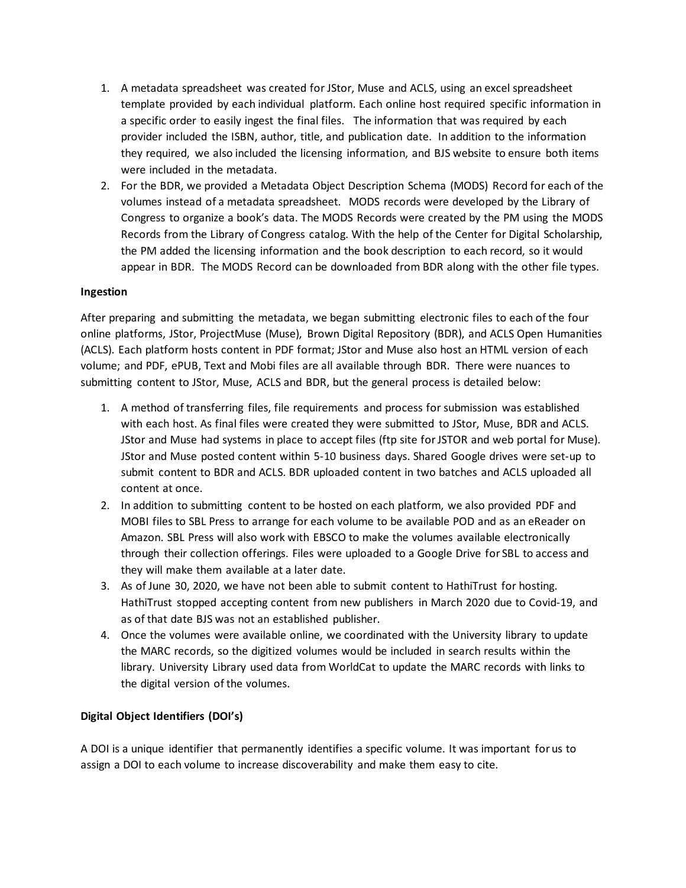1. A metadata spreadsheet was created for JStor, Muse and ACLS, using an excel spreadsheet template provided by each individual platform. Each online host required specific information in a specific order to easily ingest the final files. The information that was required by each provider included the ISBN, author, title, and publication date. In addition to the information they required, we also included the licensing information, and BJS website to ensure both items were included in the metadata.
2. For the BDR, we provided a Metadata Object Description Schema (MODS) Record for each of the volumes instead of a metadata spreadsheet. MODS records were developed by the Library of Congress to organize a book's data. The MODS Records were created by the PM using the MODS Records from the Library of Congress catalog. With the help of the Center for Digital Scholarship, the PM added the licensing information and the book description to each record, so it would appear in BDR. The MODS Record can be downloaded from BDR along with the other file types.

**Ingestion**

After preparing and submitting the metadata, we began submitting electronic files to each of the four online platforms, JStor, ProjectMuse (Muse), Brown Digital Repository (BDR), and ACLS Open Humanities (ACLS). Each platform hosts content in PDF format; JStor and Muse also host an HTML version of each volume; and PDF, ePUB, Text and Mobi files are all available through BDR. There were nuances to submitting content to JStor, Muse, ACLS and BDR, but the general process is detailed below:

1. A method of transferring files, file requirements and process for submission was established with each host. As final files were created they were submitted to JStor, Muse, BDR and ACLS. JStor and Muse had systems in place to accept files (ftp site for JSTOR and web portal for Muse). JStor and Muse posted content within 5-10 business days. Shared Google drives were set-up to submit content to BDR and ACLS. BDR uploaded content in two batches and ACLS uploaded all content at once.
2. In addition to submitting content to be hosted on each platform, we also provided PDF and MOBI files to SBL Press to arrange for each volume to be available POD and as an eReader on Amazon. SBL Press will also work with EBSCO to make the volumes available electronically through their collection offerings. Files were uploaded to a Google Drive for SBL to access and they will make them available at a later date.
3. As of June 30, 2020, we have not been able to submit content to HathiTrust for hosting. HathiTrust stopped accepting content from new publishers in March 2020 due to Covid-19, and as of that date BJS was not an established publisher.
4. Once the volumes were available online, we coordinated with the University library to update the MARC records, so the digitized volumes would be included in search results within the library. University Library used data from WorldCat to update the MARC records with links to the digital version of the volumes.

**Digital Object Identifiers (DOI's)**

A DOI is a unique identifier that permanently identifies a specific volume. It was important for us to assign a DOI to each volume to increase discoverability and make them easy to cite.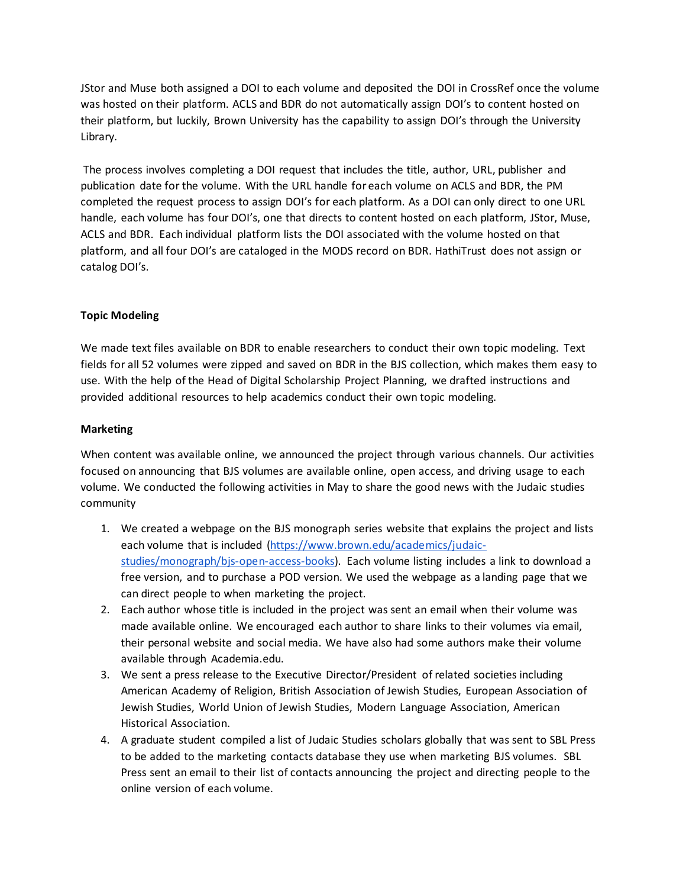JStor and Muse both assigned a DOI to each volume and deposited the DOI in CrossRef once the volume was hosted on their platform. ACLS and BDR do not automatically assign DOI's to content hosted on their platform, but luckily, Brown University has the capability to assign DOI's through the University Library.

The process involves completing a DOI request that includes the title, author, URL, publisher and publication date for the volume. With the URL handle for each volume on ACLS and BDR, the PM completed the request process to assign DOI's for each platform. As a DOI can only direct to one URL handle, each volume has four DOI's, one that directs to content hosted on each platform, JStor, Muse, ACLS and BDR. Each individual platform lists the DOI associated with the volume hosted on that platform, and all four DOI's are cataloged in the MODS record on BDR. HathiTrust does not assign or catalog DOI's.

**Topic Modeling**

We made text files available on BDR to enable researchers to conduct their own topic modeling. Text fields for all 52 volumes were zipped and saved on BDR in the BJS collection, which makes them easy to use. With the help of the Head of Digital Scholarship Project Planning, we drafted instructions and provided additional resources to help academics conduct their own topic modeling.

**Marketing**

When content was available online, we announced the project through various channels. Our activities focused on announcing that BJS volumes are available online, open access, and driving usage to each volume. We conducted the following activities in May to share the good news with the Judaic studies community

1. We created a webpage on the BJS monograph series website that explains the project and lists each volume that is included (https://www.brown.edu/academics/judaic-studies/monograph/bjs-open-access-books). Each volume listing includes a link to download a free version, and to purchase a POD version. We used the webpage as a landing page that we can direct people to when marketing the project.
2. Each author whose title is included in the project was sent an email when their volume was made available online. We encouraged each author to share links to their volumes via email, their personal website and social media. We have also had some authors make their volume available through Academia.edu.
3. We sent a press release to the Executive Director/President of related societies including American Academy of Religion, British Association of Jewish Studies, European Association of Jewish Studies, World Union of Jewish Studies, Modern Language Association, American Historical Association.
4. A graduate student compiled a list of Judaic Studies scholars globally that was sent to SBL Press to be added to the marketing contacts database they use when marketing BJS volumes. SBL Press sent an email to their list of contacts announcing the project and directing people to the online version of each volume.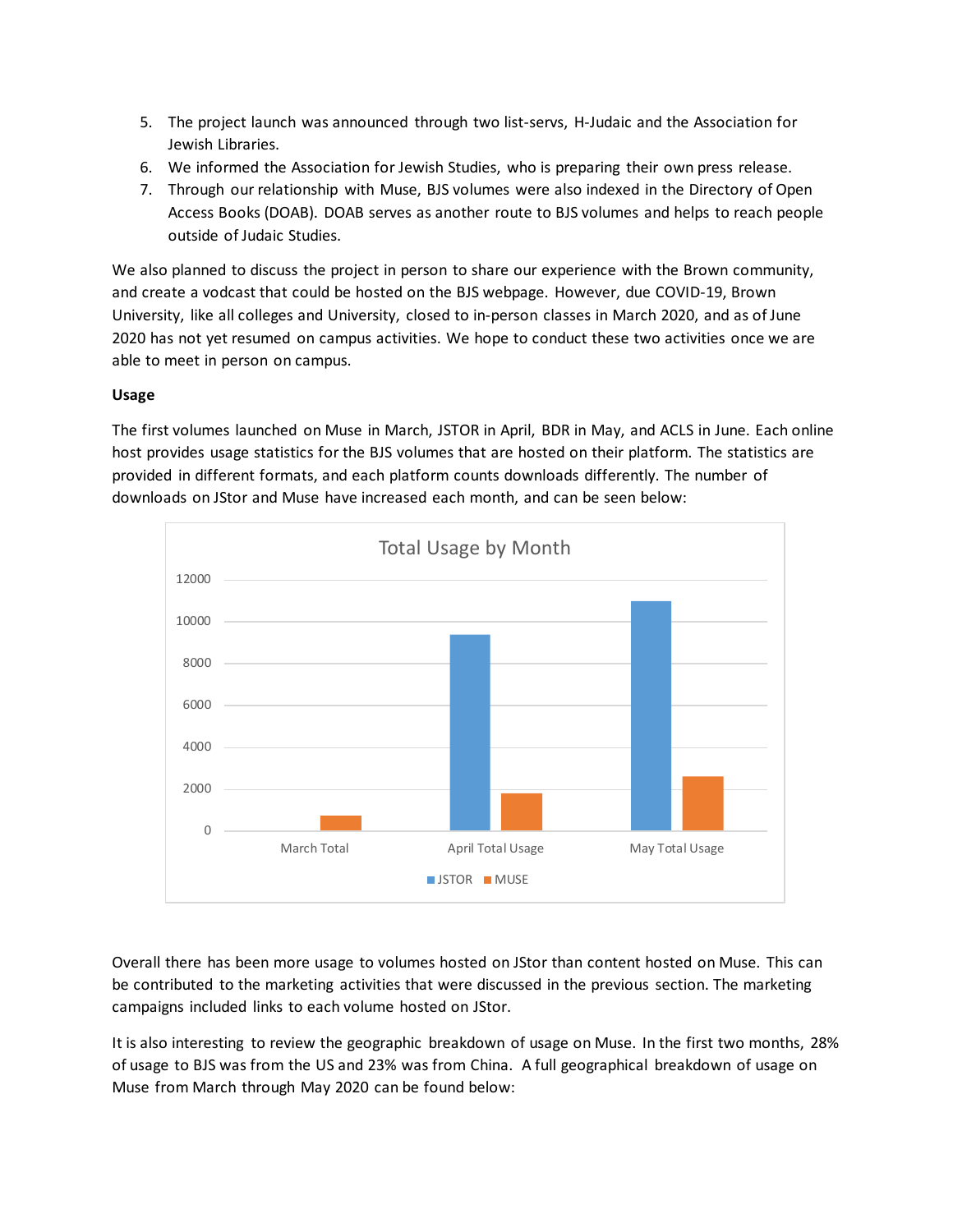5. The project launch was announced through two list-servs, H-Judaic and the Association for Jewish Libraries.
6. We informed the Association for Jewish Studies, who is preparing their own press release.
7. Through our relationship with Muse, BJS volumes were also indexed in the Directory of Open Access Books (DOAB). DOAB serves as another route to BJS volumes and helps to reach people outside of Judaic Studies.

We also planned to discuss the project in person to share our experience with the Brown community, and create a vodcast that could be hosted on the BJS webpage. However, due COVID-19, Brown University, like all colleges and University, closed to in-person classes in March 2020, and as of June 2020 has not yet resumed on campus activities. We hope to conduct these two activities once we are able to meet in person on campus.

**Usage**

The first volumes launched on Muse in March, JSTOR in April, BDR in May, and ACLS in June. Each online host provides usage statistics for the BJS volumes that are hosted on their platform. The statistics are provided in different formats, and each platform counts downloads differently. The number of downloads on JStor and Muse have increased each month, and can be seen below:

Total Usage by Month

March Total | April Total Usage | May Total Usage

JSTOR | MUSE

Overall there has been more usage to volumes hosted on JStor than content hosted on Muse. This can be contributed to the marketing activities that were discussed in the previous section. The marketing campaigns included links to each volume hosted on JStor.

It is also interesting to review the geographic breakdown of usage on Muse. In the first two months, 28% of usage to BJS was from the US and 23% was from China. A full geographical breakdown of usage on Muse from March through May 2020 can be found below: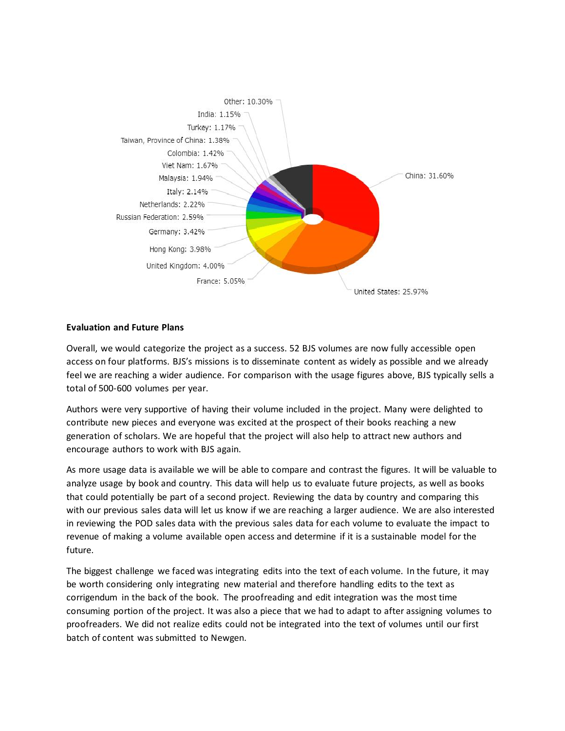Other: 10.30%
India: 1.15%
Turkey: 1.17%
Taiwan, Province of China: 1.38%
Colombia: 1.42%
Viet Nam: 1.67%
Malaysia: 1.94%
Italy: 2.14%
Netherlands: 2.22%
Russian Federation: 2.59%
Germany: 3.42%
Hong Kong: 3.98%
United Kingdom: 4.00%
France: 5.05%
United States: 25.97%
China: 31.60%

**Evaluation and Future Plans**

Overall, we would categorize the project as a success. 52 BJS volumes are now fully accessible open access on four platforms. BJS's missions is to disseminate content as widely as possible and we already feel we are reaching a wider audience. For comparison with the usage figures above, BJS typically sells a total of 500-600 volumes per year.

Authors were very supportive of having their volume included in the project. Many were delighted to contribute new pieces and everyone was excited at the prospect of their books reaching a new generation of scholars. We are hopeful that the project will also help to attract new authors and encourage authors to work with BJS again.

As more usage data is available we will be able to compare and contrast the figures. It will be valuable to analyze usage by book and country. This data will help us to evaluate future projects, as well as books that could potentially be part of a second project. Reviewing the data by country and comparing this with our previous sales data will let us know if we are reaching a larger audience. We are also interested in reviewing the POD sales data with the previous sales data for each volume to evaluate the impact to revenue of making a volume available open access and determine if it is a sustainable model for the future.

The biggest challenge we faced was integrating edits into the text of each volume. In the future, it may be worth considering only integrating new material and therefore handling edits to the text as corrigendum in the back of the book. The proofreading and edit integration was the most time consuming portion of the project. It was also a piece that we had to adapt to after assigning volumes to proofreaders. We did not realize edits could not be integrated into the text of volumes until our first batch of content was submitted to Newgen.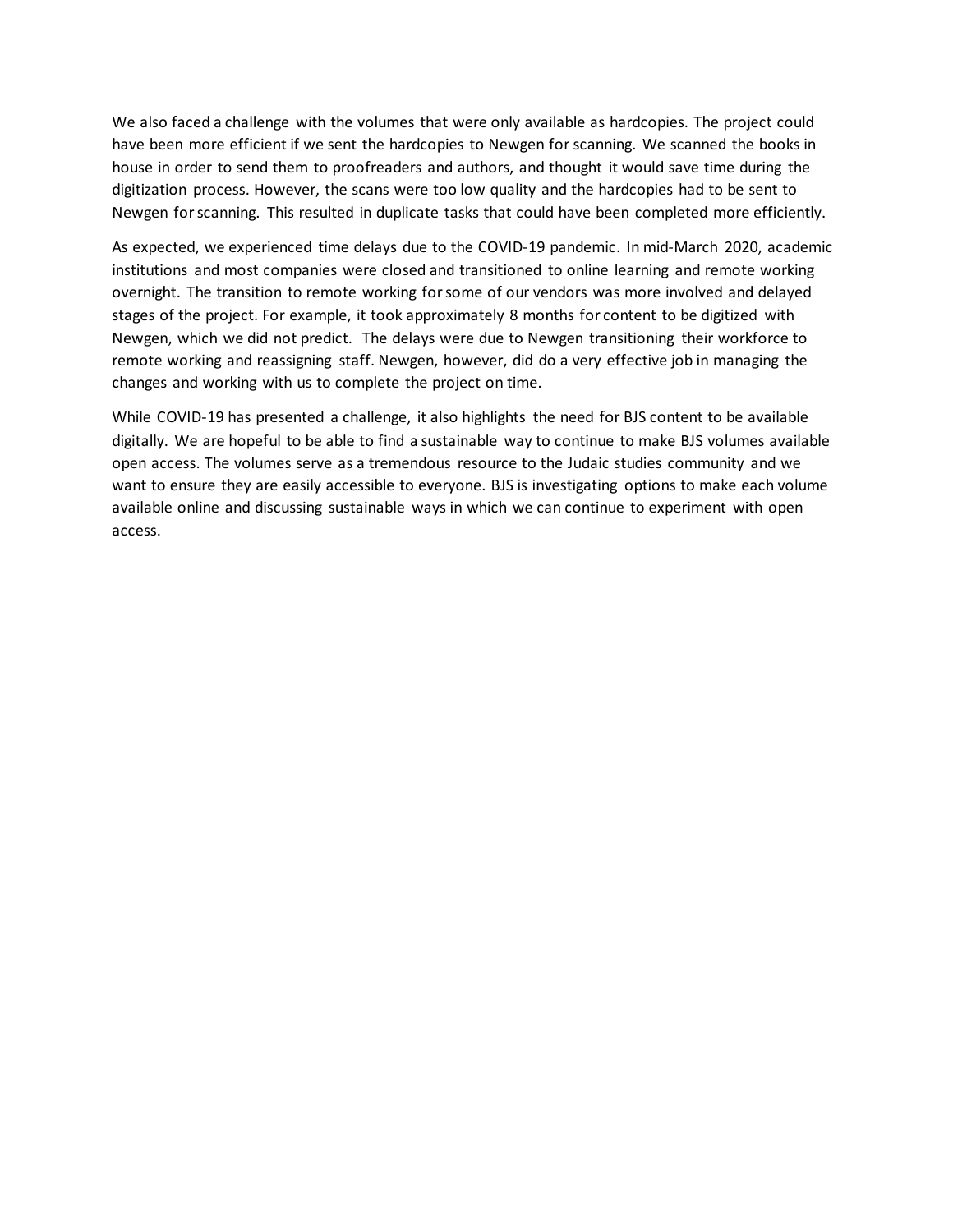We also faced a challenge with the volumes that were only available as hardcopies. The project could have been more efficient if we sent the hardcopies to Newgen for scanning. We scanned the books in house in order to send them to proofreaders and authors, and thought it would save time during the digitization process. However, the scans were too low quality and the hardcopies had to be sent to Newgen for scanning. This resulted in duplicate tasks that could have been completed more efficiently.

As expected, we experienced time delays due to the COVID-19 pandemic. In mid-March 2020, academic institutions and most companies were closed and transitioned to online learning and remote working overnight. The transition to remote working for some of our vendors was more involved and delayed stages of the project. For example, it took approximately 8 months for content to be digitized with Newgen, which we did not predict. The delays were due to Newgen transitioning their workforce to remote working and reassigning staff. Newgen, however, did do a very effective job in managing the changes and working with us to complete the project on time.

While COVID-19 has presented a challenge, it also highlights the need for BJS content to be available digitally. We are hopeful to be able to find a sustainable way to continue to make BJS volumes available open access. The volumes serve as a tremendous resource to the Judaic studies community and we want to ensure they are easily accessible to everyone. BJS is investigating options to make each volume available online and discussing sustainable ways in which we can continue to experiment with open access.